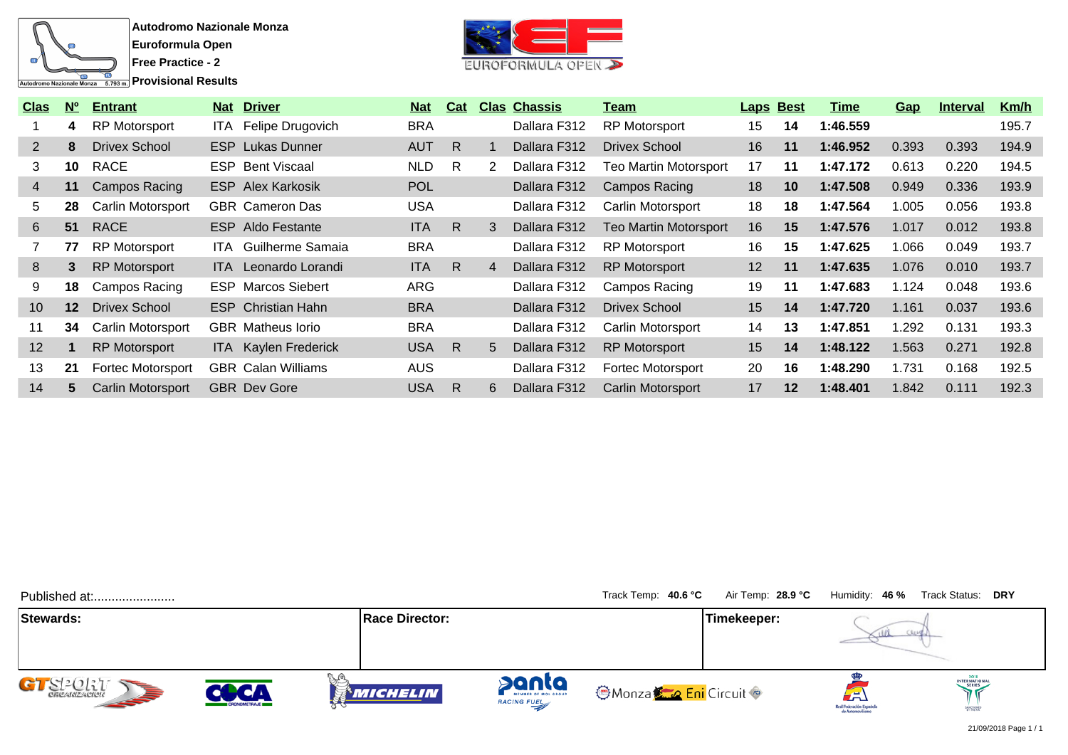**Autodromo Nazionale Monza**
**Euroformula Open**
**Free Practice - 2**
**Provisional Results**

Autodromo Nazionale Monza 5.793 m.

| Clas | Nº | Entrant | Nat | Driver | Nat | Cat | Clas | Chassis | Team | Laps | Best | Time | Gap | Interval | Km/h |
|---|---|---|---|---|---|---|---|---|---|---|---|---|---|---|---|
| 1 | **4** | RP Motorsport | ITA | Felipe Drugovich | BRA | | | Dallara F312 | RP Motorsport | 15 | **14** | **1:46.559** | | | 195.7 |
| 2 | **8** | Drivex School | ESP | Lukas Dunner | AUT | R | 1 | Dallara F312 | Drivex School | 16 | **11** | **1:46.952** | 0.393 | 0.393 | 194.9 |
| 3 | **10** | RACE | ESP | Bent Viscaal | NLD | R | 2 | Dallara F312 | Teo Martin Motorsport | 17 | **11** | **1:47.172** | 0.613 | 0.220 | 194.5 |
| 4 | **11** | Campos Racing | ESP | Alex Karkosik | POL | | | Dallara F312 | Campos Racing | 18 | **10** | **1:47.508** | 0.949 | 0.336 | 193.9 |
| 5 | **28** | Carlin Motorsport | GBR | Cameron Das | USA | | | Dallara F312 | Carlin Motorsport | 18 | **18** | **1:47.564** | 1.005 | 0.056 | 193.8 |
| 6 | **51** | RACE | ESP | Aldo Festante | ITA | R | 3 | Dallara F312 | Teo Martin Motorsport | 16 | **15** | **1:47.576** | 1.017 | 0.012 | 193.8 |
| 7 | **77** | RP Motorsport | ITA | Guilherme Samaia | BRA | | | Dallara F312 | RP Motorsport | 16 | **15** | **1:47.625** | 1.066 | 0.049 | 193.7 |
| 8 | **3** | RP Motorsport | ITA | Leonardo Lorandi | ITA | R | 4 | Dallara F312 | RP Motorsport | 12 | **11** | **1:47.635** | 1.076 | 0.010 | 193.7 |
| 9 | **18** | Campos Racing | ESP | Marcos Siebert | ARG | | | Dallara F312 | Campos Racing | 19 | **11** | **1:47.683** | 1.124 | 0.048 | 193.6 |
| 10 | **12** | Drivex School | ESP | Christian Hahn | BRA | | | Dallara F312 | Drivex School | 15 | **14** | **1:47.720** | 1.161 | 0.037 | 193.6 |
| 11 | **34** | Carlin Motorsport | GBR | Matheus Iorio | BRA | | | Dallara F312 | Carlin Motorsport | 14 | **13** | **1:47.851** | 1.292 | 0.131 | 193.3 |
| 12 | **1** | RP Motorsport | ITA | Kaylen Frederick | USA | R | 5 | Dallara F312 | RP Motorsport | 15 | **14** | **1:48.122** | 1.563 | 0.271 | 192.8 |
| 13 | **21** | Fortec Motorsport | GBR | Calan Williams | AUS | | | Dallara F312 | Fortec Motorsport | 20 | **16** | **1:48.290** | 1.731 | 0.168 | 192.5 |
| 14 | **5** | Carlin Motorsport | GBR | Dev Gore | USA | R | 6 | Dallara F312 | Carlin Motorsport | 17 | **12** | **1:48.401** | 1.842 | 0.111 | 192.3 |

Published at:.......................

Track Temp: **40.6 °C** Air Temp: **28.9 °C** Humidity: **46 %** Track Status: **DRY**

| Stewards: | Race Director: | Timekeeper: |
|---|---|---|
| | | |

21/09/2018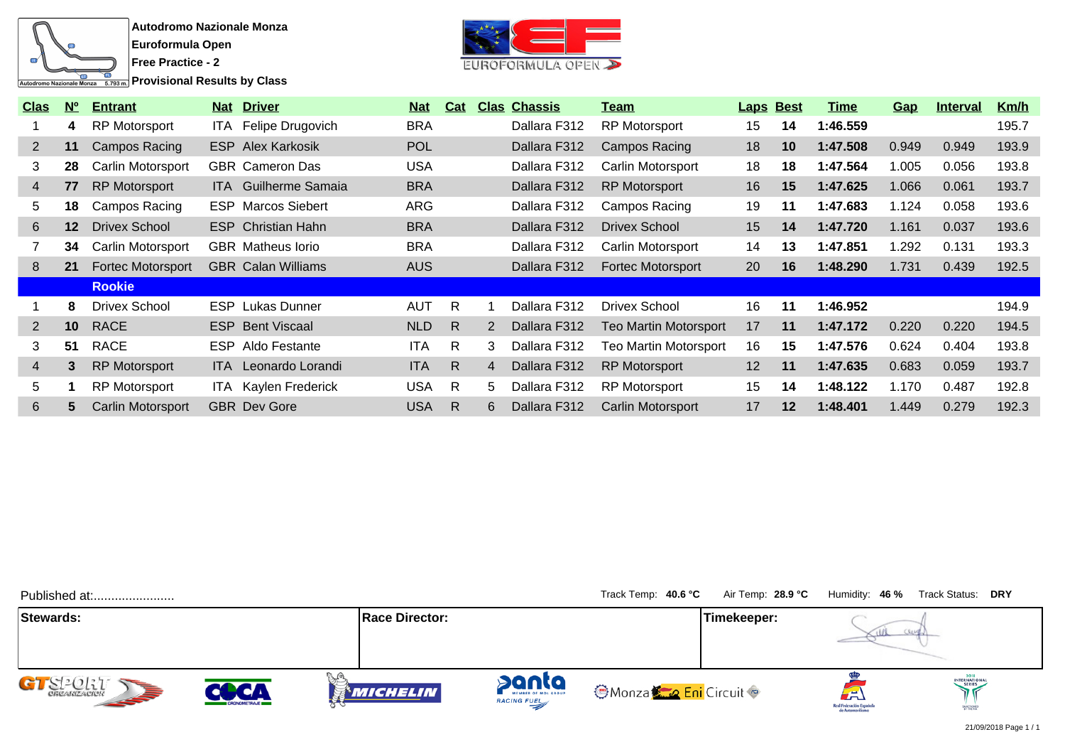**Autodromo Nazionale Monza**

**Euroformula Open**

**Free Practice - 2**

**Provisional Results by Class**

| Clas | Nº | Entrant | Nat | Driver | Nat | Cat | Clas | Chassis | Team | Laps | Best | Time | Gap | Interval | Km/h |
|---|---|---|---|---|---|---|---|---|---|---|---|---|---|---|---|
| 1 | **4** | RP Motorsport | ITA | Felipe Drugovich | BRA | | | Dallara F312 | RP Motorsport | 15 | **14** | **1:46.559** | | | 195.7 |
| 2 | **11** | Campos Racing | ESP | Alex Karkosik | POL | | | Dallara F312 | Campos Racing | 18 | **10** | **1:47.508** | 0.949 | 0.949 | 193.9 |
| 3 | **28** | Carlin Motorsport | GBR | Cameron Das | USA | | | Dallara F312 | Carlin Motorsport | 18 | **18** | **1:47.564** | 1.005 | 0.056 | 193.8 |
| 4 | **77** | RP Motorsport | ITA | Guilherme Samaia | BRA | | | Dallara F312 | RP Motorsport | 16 | **15** | **1:47.625** | 1.066 | 0.061 | 193.7 |
| 5 | **18** | Campos Racing | ESP | Marcos Siebert | ARG | | | Dallara F312 | Campos Racing | 19 | **11** | **1:47.683** | 1.124 | 0.058 | 193.6 |
| 6 | **12** | Drivex School | ESP | Christian Hahn | BRA | | | Dallara F312 | Drivex School | 15 | **14** | **1:47.720** | 1.161 | 0.037 | 193.6 |
| 7 | **34** | Carlin Motorsport | GBR | Matheus Iorio | BRA | | | Dallara F312 | Carlin Motorsport | 14 | **13** | **1:47.851** | 1.292 | 0.131 | 193.3 |
| 8 | **21** | Fortec Motorsport | GBR | Calan Williams | AUS | | | Dallara F312 | Fortec Motorsport | 20 | **16** | **1:48.290** | 1.731 | 0.439 | 192.5 |
| | | **Rookie** | | | | | | | | | | | | | |
| 1 | **8** | Drivex School | ESP | Lukas Dunner | AUT | R | 1 | Dallara F312 | Drivex School | 16 | **11** | **1:46.952** | | | 194.9 |
| 2 | **10** | RACE | ESP | Bent Viscaal | NLD | R | 2 | Dallara F312 | Teo Martin Motorsport | 17 | **11** | **1:47.172** | 0.220 | 0.220 | 194.5 |
| 3 | **51** | RACE | ESP | Aldo Festante | ITA | R | 3 | Dallara F312 | Teo Martin Motorsport | 16 | **15** | **1:47.576** | 0.624 | 0.404 | 193.8 |
| 4 | **3** | RP Motorsport | ITA | Leonardo Lorandi | ITA | R | 4 | Dallara F312 | RP Motorsport | 12 | **11** | **1:47.635** | 0.683 | 0.059 | 193.7 |
| 5 | **1** | RP Motorsport | ITA | Kaylen Frederick | USA | R | 5 | Dallara F312 | RP Motorsport | 15 | **14** | **1:48.122** | 1.170 | 0.487 | 192.8 |
| 6 | **5** | Carlin Motorsport | GBR | Dev Gore | USA | R | 6 | Dallara F312 | Carlin Motorsport | 17 | **12** | **1:48.401** | 1.449 | 0.279 | 192.3 |

Published at:.......................

Track Temp: **40.6 °C** Air Temp: **28.9 °C** Humidity: **46 %** Track Status: **DRY**

| **Stewards:** | **Race Director:** | **Timekeeper:** |
|---|---|---|
| | | |

21/09/2018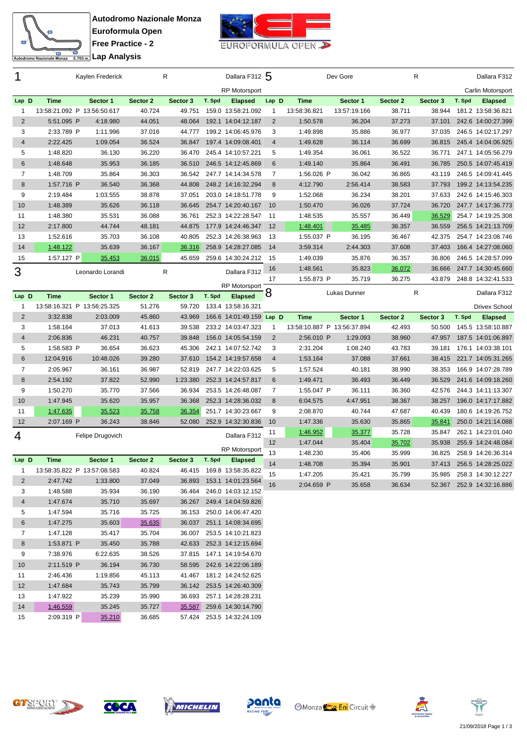# Autodromo Nazionale Monza
## Euroformula Open
## Free Practice - 2
## Lap Analysis

### 1 Kaylen Frederick R — Dallara F312 — RP Motorsport

| Lap | D | Time | Sector 1 | Sector 2 | Sector 3 | T. Spd | Elapsed |
|---|---|---|---|---|---|---|---|
| 1 | | 13:58:21.092 P | 13:56:50.617 | 40.724 | 49.751 | 159.0 | 13:58:21.092 |
| 2 | | 5:51.095 P | 4:18.980 | 44.051 | 48.064 | 192.1 | 14:04:12.187 |
| 3 | | 2:33.789 P | 1:11.996 | 37.016 | 44.777 | 199.2 | 14:06:45.976 |
| 4 | | 2:22.425 | 1:09.054 | 36.524 | 36.847 | 197.4 | 14:09:08.401 |
| 5 | | 1:48.820 | 36.130 | 36.220 | 36.470 | 245.4 | 14:10:57.221 |
| 6 | | 1:48.648 | 35.953 | 36.185 | 36.510 | 246.5 | 14:12:45.869 |
| 7 | | 1:48.709 | 35.864 | 36.303 | 36.542 | 247.7 | 14:14:34.578 |
| 8 | | 1:57.716 P | 36.540 | 36.368 | 44.808 | 248.2 | 14:16:32.294 |
| 9 | | 2:19.484 | 1:03.555 | 38.878 | 37.051 | 203.0 | 14:18:51.778 |
| 10 | | 1:48.389 | 35.626 | 36.118 | 36.645 | 254.7 | 14:20:40.167 |
| 11 | | 1:48.380 | 35.531 | 36.088 | 36.761 | 252.3 | 14:22:28.547 |
| 12 | | 2:17.800 | 44.744 | 48.181 | 44.875 | 177.9 | 14:24:46.347 |
| 13 | | 1:52.616 | 35.703 | 36.108 | 40.805 | 252.3 | 14:26:38.963 |
| 14 | | 1:48.122 | 35.639 | 36.167 | 36.316 | 258.9 | 14:28:27.085 |
| 15 | | 1:57.127 P | 35.453 | 36.015 | 45.659 | 259.6 | 14:30:24.212 |

### 3 Leonardo Lorandi R — Dallara F312 — RP Motorsport

| Lap | D | Time | Sector 1 | Sector 2 | Sector 3 | T. Spd | Elapsed |
|---|---|---|---|---|---|---|---|
| 1 | | 13:58:16.321 P | 13:56:25.325 | 51.276 | 59.720 | 133.4 | 13:58:16.321 |
| 2 | | 3:32.838 | 2:03.009 | 45.860 | 43.969 | 166.6 | 14:01:49.159 |
| 3 | | 1:58.164 | 37.013 | 41.613 | 39.538 | 233.2 | 14:03:47.323 |
| 4 | | 2:06.836 | 46.231 | 40.757 | 39.848 | 156.0 | 14:05:54.159 |
| 5 | | 1:58.583 P | 36.654 | 36.623 | 45.306 | 242.1 | 14:07:52.742 |
| 6 | | 12:04.916 | 10:48.026 | 39.280 | 37.610 | 154.2 | 14:19:57.658 |
| 7 | | 2:05.967 | 36.161 | 36.987 | 52.819 | 247.7 | 14:22:03.625 |
| 8 | | 2:54.192 | 37.822 | 52.990 | 1:23.380 | 252.3 | 14:24:57.817 |
| 9 | | 1:50.270 | 35.770 | 37.566 | 36.934 | 253.5 | 14:26:48.087 |
| 10 | | 1:47.945 | 35.620 | 35.957 | 36.368 | 252.3 | 14:28:36.032 |
| 11 | | 1:47.635 | 35.523 | 35.758 | 36.354 | 251.7 | 14:30:23.667 |
| 12 | | 2:07.169 P | 36.243 | 38.846 | 52.080 | 252.9 | 14:32:30.836 |

### 4 Felipe Drugovich — Dallara F312 — RP Motorsport

| Lap | D | Time | Sector 1 | Sector 2 | Sector 3 | T. Spd | Elapsed |
|---|---|---|---|---|---|---|---|
| 1 | | 13:58:35.822 P | 13:57:08.583 | 40.824 | 46.415 | 169.8 | 13:58:35.822 |
| 2 | | 2:47.742 | 1:33.800 | 37.049 | 36.893 | 153.1 | 14:01:23.564 |
| 3 | | 1:48.588 | 35.934 | 36.190 | 36.464 | 246.0 | 14:03:12.152 |
| 4 | | 1:47.674 | 35.710 | 35.697 | 36.267 | 249.4 | 14:04:59.826 |
| 5 | | 1:47.594 | 35.716 | 35.725 | 36.153 | 250.0 | 14:06:47.420 |
| 6 | | 1:47.275 | 35.603 | 35.635 | 36.037 | 251.1 | 14:08:34.695 |
| 7 | | 1:47.128 | 35.417 | 35.704 | 36.007 | 253.5 | 14:10:21.823 |
| 8 | | 1:53.871 P | 35.450 | 35.788 | 42.633 | 252.3 | 14:12:15.694 |
| 9 | | 7:38.976 | 6:22.635 | 38.526 | 37.815 | 147.1 | 14:19:54.670 |
| 10 | | 2:11.519 P | 36.194 | 36.730 | 58.595 | 242.6 | 14:22:06.189 |
| 11 | | 2:46.436 | 1:19.856 | 45.113 | 41.467 | 181.2 | 14:24:52.625 |
| 12 | | 1:47.684 | 35.743 | 35.799 | 36.142 | 253.5 | 14:26:40.309 |
| 13 | | 1:47.922 | 35.239 | 35.990 | 36.693 | 257.1 | 14:28:28.231 |
| 14 | | 1:46.559 | 35.245 | 35.727 | 35.587 | 259.6 | 14:30:14.790 |
| 15 | | 2:09.319 P | 35.210 | 36.685 | 57.424 | 253.5 | 14:32:24.109 |

### 5 Dev Gore R — Dallara F312 — Carlin Motorsport

| Lap | D | Time | Sector 1 | Sector 2 | Sector 3 | T. Spd | Elapsed |
|---|---|---|---|---|---|---|---|
| 1 | | 13:58:36.821 | 13:57:19.166 | 38.711 | 38.944 | 181.2 | 13:58:36.821 |
| 2 | | 1:50.578 | 36.204 | 37.273 | 37.101 | 242.6 | 14:00:27.399 |
| 3 | | 1:49.898 | 35.886 | 36.977 | 37.035 | 246.5 | 14:02:17.297 |
| 4 | | 1:49.628 | 36.114 | 36.699 | 36.815 | 245.4 | 14:04:06.925 |
| 5 | | 1:49.354 | 36.061 | 36.522 | 36.771 | 247.1 | 14:05:56.279 |
| 6 | | 1:49.140 | 35.864 | 36.491 | 36.785 | 250.5 | 14:07:45.419 |
| 7 | | 1:56.026 P | 36.042 | 36.865 | 43.119 | 246.5 | 14:09:41.445 |
| 8 | | 4:12.790 | 2:56.414 | 38.583 | 37.793 | 199.2 | 14:13:54.235 |
| 9 | | 1:52.068 | 36.234 | 38.201 | 37.633 | 242.6 | 14:15:46.303 |
| 10 | | 1:50.470 | 36.026 | 37.724 | 36.720 | 247.7 | 14:17:36.773 |
| 11 | | 1:48.535 | 35.557 | 36.449 | 36.529 | 254.7 | 14:19:25.308 |
| 12 | | 1:48.401 | 35.485 | 36.357 | 36.559 | 256.5 | 14:21:13.709 |
| 13 | | 1:55.037 P | 36.195 | 36.467 | 42.375 | 254.7 | 14:23:08.746 |
| 14 | | 3:59.314 | 2:44.303 | 37.608 | 37.403 | 166.4 | 14:27:08.060 |
| 15 | | 1:49.039 | 35.876 | 36.357 | 36.806 | 246.5 | 14:28:57.099 |
| 16 | | 1:48.561 | 35.823 | 36.072 | 36.666 | 247.7 | 14:30:45.660 |
| 17 | | 1:55.873 P | 35.719 | 36.275 | 43.879 | 248.8 | 14:32:41.533 |

### 8 Lukas Dunner R — Dallara F312 — Drivex School

| Lap | D | Time | Sector 1 | Sector 2 | Sector 3 | T. Spd | Elapsed |
|---|---|---|---|---|---|---|---|
| 1 | | 13:58:10.887 P | 13:56:37.894 | 42.493 | 50.500 | 145.5 | 13:58:10.887 |
| 2 | | 2:56.010 P | 1:29.093 | 38.960 | 47.957 | 187.5 | 14:01:06.897 |
| 3 | | 2:31.204 | 1:08.240 | 43.783 | 39.181 | 176.1 | 14:03:38.101 |
| 4 | | 1:53.164 | 37.088 | 37.661 | 38.415 | 221.7 | 14:05:31.265 |
| 5 | | 1:57.524 | 40.181 | 38.990 | 38.353 | 166.9 | 14:07:28.789 |
| 6 | | 1:49.471 | 36.493 | 36.449 | 36.529 | 241.6 | 14:09:18.260 |
| 7 | | 1:55.047 P | 36.111 | 36.360 | 42.576 | 244.3 | 14:11:13.307 |
| 8 | | 6:04.575 | 4:47.951 | 38.367 | 38.257 | 196.0 | 14:17:17.882 |
| 9 | | 2:08.870 | 40.744 | 47.687 | 40.439 | 180.6 | 14:19:26.752 |
| 10 | | 1:47.336 | 35.630 | 35.865 | 35.841 | 250.0 | 14:21:14.088 |
| 11 | | 1:46.952 | 35.377 | 35.728 | 35.847 | 262.1 | 14:23:01.040 |
| 12 | | 1:47.044 | 35.404 | 35.702 | 35.938 | 255.9 | 14:24:48.084 |
| 13 | | 1:48.230 | 35.406 | 35.999 | 36.825 | 258.9 | 14:26:36.314 |
| 14 | | 1:48.708 | 35.394 | 35.901 | 37.413 | 256.5 | 14:28:25.022 |
| 15 | | 1:47.205 | 35.421 | 35.799 | 35.985 | 258.3 | 14:30:12.227 |
| 16 | | 2:04.659 P | 35.658 | 36.634 | 52.367 | 252.9 | 14:32:16.886 |

21/09/2018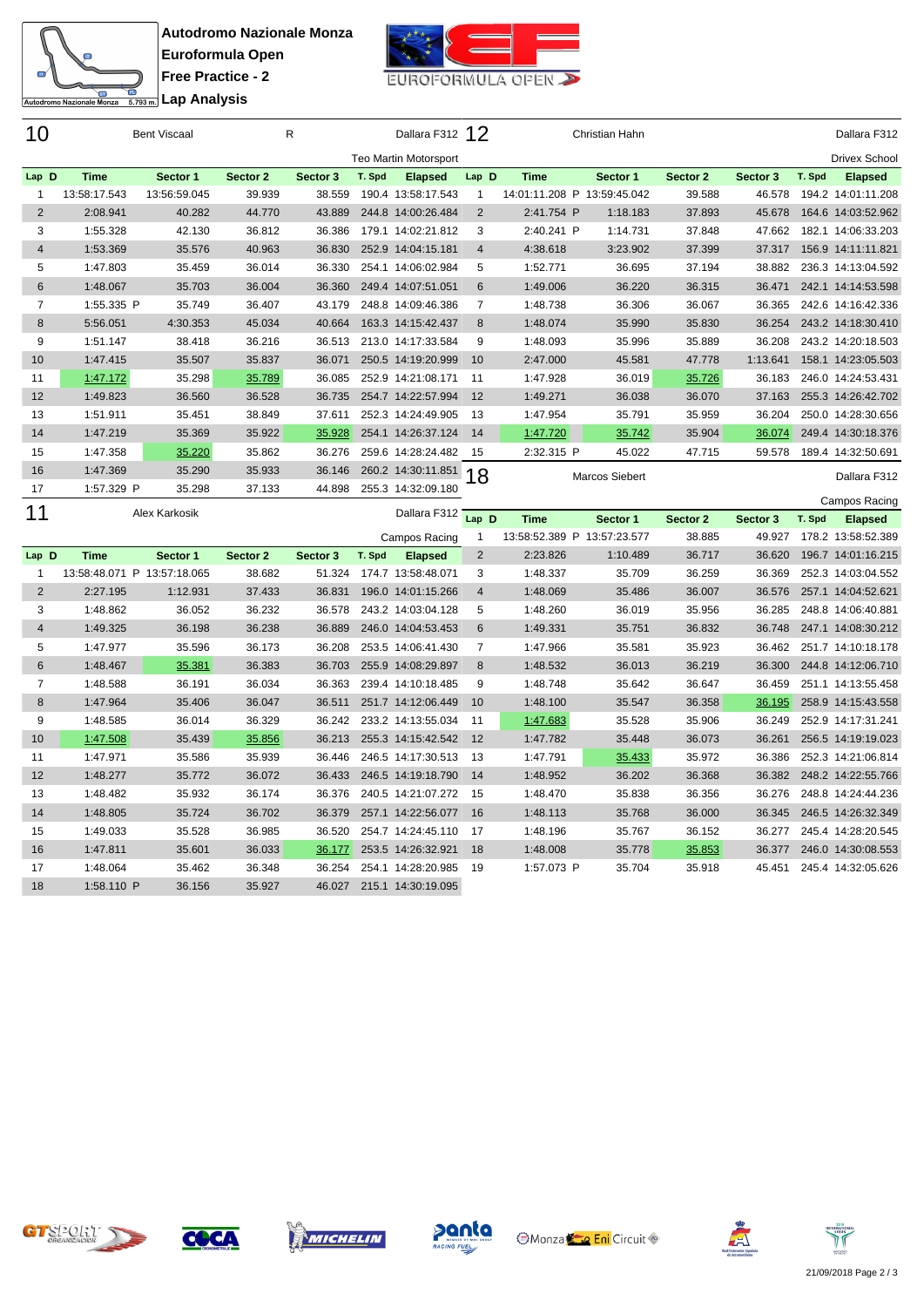# Autodromo Nazionale Monza
## Euroformula Open
## Free Practice - 2
## Lap Analysis

### 10 — Bent Viscaal — R — Dallara F312 — Teo Martin Motorsport

| Lap | D | Time | Sector 1 | Sector 2 | Sector 3 | T. Spd | Elapsed |
|---|---|---|---|---|---|---|---|
| 1 | | 13:58:17.543 | 13:56:59.045 | 39.939 | 38.559 | 190.4 | 13:58:17.543 |
| 2 | | 2:08.941 | 40.282 | 44.770 | 43.889 | 244.8 | 14:00:26.484 |
| 3 | | 1:55.328 | 42.130 | 36.812 | 36.386 | 179.1 | 14:02:21.812 |
| 4 | | 1:53.369 | 35.576 | 40.963 | 36.830 | 252.9 | 14:04:15.181 |
| 5 | | 1:47.803 | 35.459 | 36.014 | 36.330 | 254.1 | 14:06:02.984 |
| 6 | | 1:48.067 | 35.703 | 36.004 | 36.360 | 249.4 | 14:07:51.051 |
| 7 | | 1:55.335 P | 35.749 | 36.407 | 43.179 | 248.8 | 14:09:46.386 |
| 8 | | 5:56.051 | 4:30.353 | 45.034 | 40.664 | 163.3 | 14:15:42.437 |
| 9 | | 1:51.147 | 38.418 | 36.216 | 36.513 | 213.0 | 14:17:33.584 |
| 10 | | 1:47.415 | 35.507 | 35.837 | 36.071 | 250.5 | 14:19:20.999 |
| 11 | | 1:47.172 | 35.298 | 35.789 | 36.085 | 252.9 | 14:21:08.171 |
| 12 | | 1:49.823 | 36.560 | 36.528 | 36.735 | 254.7 | 14:22:57.994 |
| 13 | | 1:51.911 | 35.451 | 38.849 | 37.611 | 252.3 | 14:24:49.905 |
| 14 | | 1:47.219 | 35.369 | 35.922 | 35.928 | 254.1 | 14:26:37.124 |
| 15 | | 1:47.358 | 35.220 | 35.862 | 36.276 | 259.6 | 14:28:24.482 |
| 16 | | 1:47.369 | 35.290 | 35.933 | 36.146 | 260.2 | 14:30:11.851 |
| 17 | | 1:57.329 P | 35.298 | 37.133 | 44.898 | 255.3 | 14:32:09.180 |

### 11 — Alex Karkosik — Dallara F312 — Campos Racing

| Lap | D | Time | Sector 1 | Sector 2 | Sector 3 | T. Spd | Elapsed |
|---|---|---|---|---|---|---|---|
| 1 | | 13:58:48.071 P | 13:57:18.065 | 38.682 | 51.324 | 174.7 | 13:58:48.071 |
| 2 | | 2:27.195 | 1:12.931 | 37.433 | 36.831 | 196.0 | 14:01:15.266 |
| 3 | | 1:48.862 | 36.052 | 36.232 | 36.578 | 243.2 | 14:03:04.128 |
| 4 | | 1:49.325 | 36.198 | 36.238 | 36.889 | 246.0 | 14:04:53.453 |
| 5 | | 1:47.977 | 35.596 | 36.173 | 36.208 | 253.5 | 14:06:41.430 |
| 6 | | 1:48.467 | 35.381 | 36.383 | 36.703 | 255.9 | 14:08:29.897 |
| 7 | | 1:48.588 | 36.191 | 36.034 | 36.363 | 239.4 | 14:10:18.485 |
| 8 | | 1:47.964 | 35.406 | 36.047 | 36.511 | 251.7 | 14:12:06.449 |
| 9 | | 1:48.585 | 36.014 | 36.329 | 36.242 | 233.2 | 14:13:55.034 |
| 10 | | 1:47.508 | 35.439 | 35.856 | 36.213 | 255.3 | 14:15:42.542 |
| 11 | | 1:47.971 | 35.586 | 35.939 | 36.446 | 246.5 | 14:17:30.513 |
| 12 | | 1:48.277 | 35.772 | 36.072 | 36.433 | 246.5 | 14:19:18.790 |
| 13 | | 1:48.482 | 35.932 | 36.174 | 36.376 | 240.5 | 14:21:07.272 |
| 14 | | 1:48.805 | 35.724 | 36.702 | 36.379 | 257.1 | 14:22:56.077 |
| 15 | | 1:49.033 | 35.528 | 36.985 | 36.520 | 254.7 | 14:24:45.110 |
| 16 | | 1:47.811 | 35.601 | 36.033 | 36.177 | 253.5 | 14:26:32.921 |
| 17 | | 1:48.064 | 35.462 | 36.348 | 36.254 | 254.1 | 14:28:20.985 |
| 18 | | 1:58.110 P | 36.156 | 35.927 | 46.027 | 215.1 | 14:30:19.095 |

### 12 — Christian Hahn — Dallara F312 — Drivex School

| Lap | D | Time | Sector 1 | Sector 2 | Sector 3 | T. Spd | Elapsed |
|---|---|---|---|---|---|---|---|
| 1 | | 14:01:11.208 P | 13:59:45.042 | 39.588 | 46.578 | 194.2 | 14:01:11.208 |
| 2 | | 2:41.754 P | 1:18.183 | 37.893 | 45.678 | 164.6 | 14:03:52.962 |
| 3 | | 2:40.241 P | 1:14.731 | 37.848 | 47.662 | 182.1 | 14:06:33.203 |
| 4 | | 4:38.618 | 3:23.902 | 37.399 | 37.317 | 156.9 | 14:11:11.821 |
| 5 | | 1:52.771 | 36.695 | 37.194 | 38.882 | 236.3 | 14:13:04.592 |
| 6 | | 1:49.006 | 36.220 | 36.315 | 36.471 | 242.1 | 14:14:53.598 |
| 7 | | 1:48.738 | 36.306 | 36.067 | 36.365 | 242.6 | 14:16:42.336 |
| 8 | | 1:48.074 | 35.990 | 35.830 | 36.254 | 243.2 | 14:18:30.410 |
| 9 | | 1:48.093 | 35.996 | 35.889 | 36.208 | 243.2 | 14:20:18.503 |
| 10 | | 2:47.000 | 45.581 | 47.778 | 1:13.641 | 158.1 | 14:23:05.503 |
| 11 | | 1:47.928 | 36.019 | 35.726 | 36.183 | 246.0 | 14:24:53.431 |
| 12 | | 1:49.271 | 36.038 | 36.070 | 37.163 | 255.3 | 14:26:42.702 |
| 13 | | 1:47.954 | 35.791 | 35.959 | 36.204 | 250.0 | 14:28:30.656 |
| 14 | | 1:47.720 | 35.742 | 35.904 | 36.074 | 249.4 | 14:30:18.376 |
| 15 | | 2:32.315 P | 45.022 | 47.715 | 59.578 | 189.4 | 14:32:50.691 |

### 18 — Marcos Siebert — Dallara F312 — Campos Racing

| Lap | D | Time | Sector 1 | Sector 2 | Sector 3 | T. Spd | Elapsed |
|---|---|---|---|---|---|---|---|
| 1 | | 13:58:52.389 P | 13:57:23.577 | 38.885 | 49.927 | 178.2 | 13:58:52.389 |
| 2 | | 2:23.826 | 1:10.489 | 36.717 | 36.620 | 196.7 | 14:01:16.215 |
| 3 | | 1:48.337 | 35.709 | 36.259 | 36.369 | 252.3 | 14:03:04.552 |
| 4 | | 1:48.069 | 35.486 | 36.007 | 36.576 | 257.1 | 14:04:52.621 |
| 5 | | 1:48.260 | 36.019 | 35.956 | 36.285 | 248.8 | 14:06:40.881 |
| 6 | | 1:49.331 | 35.751 | 36.832 | 36.748 | 247.1 | 14:08:30.212 |
| 7 | | 1:47.966 | 35.581 | 35.923 | 36.462 | 251.7 | 14:10:18.178 |
| 8 | | 1:48.532 | 36.013 | 36.219 | 36.300 | 244.8 | 14:12:06.710 |
| 9 | | 1:48.748 | 35.642 | 36.647 | 36.459 | 251.1 | 14:13:55.458 |
| 10 | | 1:48.100 | 35.547 | 36.358 | 36.195 | 258.9 | 14:15:43.558 |
| 11 | | 1:47.683 | 35.528 | 35.906 | 36.249 | 252.9 | 14:17:31.241 |
| 12 | | 1:47.782 | 35.448 | 36.073 | 36.261 | 256.5 | 14:19:19.023 |
| 13 | | 1:47.791 | 35.433 | 35.972 | 36.386 | 252.3 | 14:21:06.814 |
| 14 | | 1:48.952 | 36.202 | 36.368 | 36.382 | 248.2 | 14:22:55.766 |
| 15 | | 1:48.470 | 35.838 | 36.356 | 36.276 | 248.8 | 14:24:44.236 |
| 16 | | 1:48.113 | 35.768 | 36.000 | 36.345 | 246.5 | 14:26:32.349 |
| 17 | | 1:48.196 | 35.767 | 36.152 | 36.277 | 245.4 | 14:28:20.545 |
| 18 | | 1:48.008 | 35.778 | 35.853 | 36.377 | 246.0 | 14:30:08.553 |
| 19 | | 1:57.073 P | 35.704 | 35.918 | 45.451 | 245.4 | 14:32:05.626 |

21/09/2018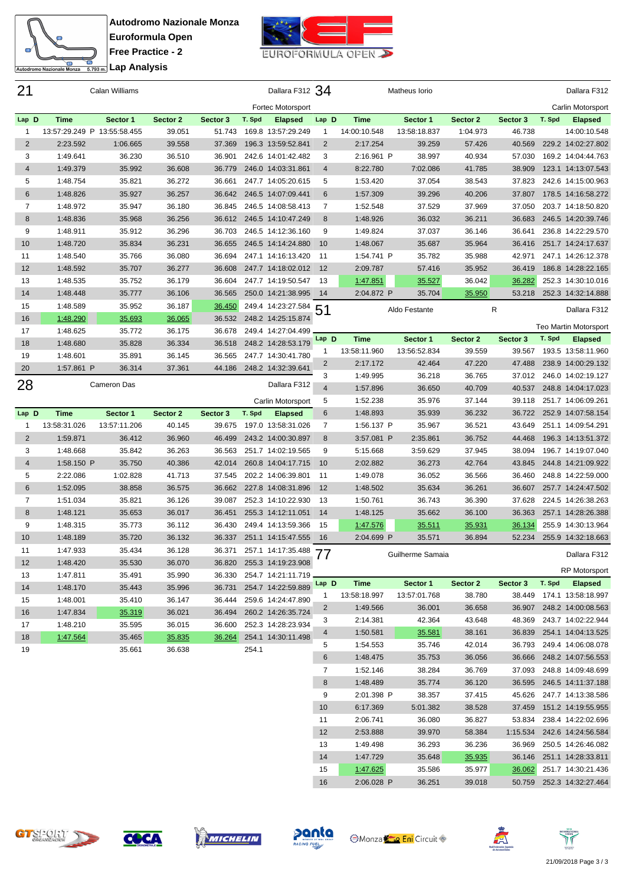# Autodromo Nazionale Monza
## Euroformula Open
## Free Practice - 2
## Lap Analysis

### 21 Calan Williams — Dallara F312 — Fortec Motorsport

| Lap | D | Time | Sector 1 | Sector 2 | Sector 3 | T. Spd | Elapsed |
|---|---|---|---|---|---|---|---|
| 1 | | 13:57:29.249 | P 13:55:58.455 | 39.051 | 51.743 | 169.8 | 13:57:29.249 |
| 2 | | 2:23.592 | 1:06.665 | 39.558 | 37.369 | 196.3 | 13:59:52.841 |
| 3 | | 1:49.641 | 36.230 | 36.510 | 36.901 | 242.6 | 14:01:42.482 |
| 4 | | 1:49.379 | 35.992 | 36.608 | 36.779 | 246.0 | 14:03:31.861 |
| 5 | | 1:48.754 | 35.821 | 36.272 | 36.661 | 247.7 | 14:05:20.615 |
| 6 | | 1:48.826 | 35.927 | 36.257 | 36.642 | 246.5 | 14:07:09.441 |
| 7 | | 1:48.972 | 35.947 | 36.180 | 36.845 | 246.5 | 14:08:58.413 |
| 8 | | 1:48.836 | 35.968 | 36.256 | 36.612 | 246.5 | 14:10:47.249 |
| 9 | | 1:48.911 | 35.912 | 36.296 | 36.703 | 246.5 | 14:12:36.160 |
| 10 | | 1:48.720 | 35.834 | 36.231 | 36.655 | 246.5 | 14:14:24.880 |
| 11 | | 1:48.540 | 35.766 | 36.080 | 36.694 | 247.1 | 14:16:13.420 |
| 12 | | 1:48.592 | 35.707 | 36.277 | 36.608 | 247.7 | 14:18:02.012 |
| 13 | | 1:48.535 | 35.752 | 36.179 | 36.604 | 247.7 | 14:19:50.547 |
| 14 | | 1:48.448 | 35.777 | 36.106 | 36.565 | 250.0 | 14:21:38.995 |
| 15 | | 1:48.589 | 35.952 | 36.187 | 36.450 | 249.4 | 14:23:27.584 |
| 16 | | 1:48.290 | 35.693 | 36.065 | 36.532 | 248.2 | 14:25:15.874 |
| 17 | | 1:48.625 | 35.772 | 36.175 | 36.678 | 249.4 | 14:27:04.499 |
| 18 | | 1:48.680 | 35.828 | 36.334 | 36.518 | 248.2 | 14:28:53.179 |
| 19 | | 1:48.601 | 35.891 | 36.145 | 36.565 | 247.7 | 14:30:41.780 |
| 20 | | 1:57.861 | P 36.314 | 37.361 | 44.186 | 248.2 | 14:32:39.641 |

### 28 Cameron Das — Dallara F312 — Carlin Motorsport

| Lap | D | Time | Sector 1 | Sector 2 | Sector 3 | T. Spd | Elapsed |
|---|---|---|---|---|---|---|---|
| 1 | | 13:58:31.026 | 13:57:11.206 | 40.145 | 39.675 | 197.0 | 13:58:31.026 |
| 2 | | 1:59.871 | 36.412 | 36.960 | 46.499 | 243.2 | 14:00:30.897 |
| 3 | | 1:48.668 | 35.842 | 36.263 | 36.563 | 251.7 | 14:02:19.565 |
| 4 | | 1:58.150 | P 35.750 | 40.386 | 42.014 | 260.8 | 14:04:17.715 |
| 5 | | 2:22.086 | 1:02.828 | 41.713 | 37.545 | 202.2 | 14:06:39.801 |
| 6 | | 1:52.095 | 38.858 | 36.575 | 36.662 | 227.8 | 14:08:31.896 |
| 7 | | 1:51.034 | 35.821 | 36.126 | 39.087 | 252.3 | 14:10:22.930 |
| 8 | | 1:48.121 | 35.653 | 36.017 | 36.451 | 255.3 | 14:12:11.051 |
| 9 | | 1:48.315 | 35.773 | 36.112 | 36.430 | 249.4 | 14:13:59.366 |
| 10 | | 1:48.189 | 35.720 | 36.132 | 36.337 | 251.1 | 14:15:47.555 |
| 11 | | 1:47.933 | 35.434 | 36.128 | 36.371 | 257.1 | 14:17:35.488 |
| 12 | | 1:48.420 | 35.530 | 36.070 | 36.820 | 255.3 | 14:19:23.908 |
| 13 | | 1:47.811 | 35.491 | 35.990 | 36.330 | 254.7 | 14:21:11.719 |
| 14 | | 1:48.170 | 35.443 | 35.996 | 36.731 | 254.7 | 14:22:59.889 |
| 15 | | 1:48.001 | 35.410 | 36.147 | 36.444 | 259.6 | 14:24:47.890 |
| 16 | | 1:47.834 | 35.319 | 36.021 | 36.494 | 260.2 | 14:26:35.724 |
| 17 | | 1:48.210 | 35.595 | 36.015 | 36.600 | 252.3 | 14:28:23.934 |
| 18 | | 1:47.564 | 35.465 | 35.835 | 36.264 | 254.1 | 14:30:11.498 |
| 19 | | | 35.661 | 36.638 | | 254.1 | |

### 34 Matheus Iorio — Dallara F312 — Carlin Motorsport

| Lap | D | Time | Sector 1 | Sector 2 | Sector 3 | T. Spd | Elapsed |
|---|---|---|---|---|---|---|---|
| 1 | | 14:00:10.548 | 13:58:18.837 | 1:04.973 | 46.738 | | 14:00:10.548 |
| 2 | | 2:17.254 | 39.259 | 57.426 | 40.569 | 229.2 | 14:02:27.802 |
| 3 | | 2:16.961 | P 38.997 | 40.934 | 57.030 | 169.2 | 14:04:44.763 |
| 4 | | 8:22.780 | 7:02.086 | 41.785 | 38.909 | 123.1 | 14:13:07.543 |
| 5 | | 1:53.420 | 37.054 | 38.543 | 37.823 | 242.6 | 14:15:00.963 |
| 6 | | 1:57.309 | 39.296 | 40.206 | 37.807 | 178.5 | 14:16:58.272 |
| 7 | | 1:52.548 | 37.529 | 37.969 | 37.050 | 203.7 | 14:18:50.820 |
| 8 | | 1:48.926 | 36.032 | 36.211 | 36.683 | 246.5 | 14:20:39.746 |
| 9 | | 1:49.824 | 37.037 | 36.146 | 36.641 | 236.8 | 14:22:29.570 |
| 10 | | 1:48.067 | 35.687 | 35.964 | 36.416 | 251.7 | 14:24:17.637 |
| 11 | | 1:54.741 | P 35.782 | 35.988 | 42.971 | 247.1 | 14:26:12.378 |
| 12 | | 2:09.787 | 57.416 | 35.952 | 36.419 | 186.8 | 14:28:22.165 |
| 13 | | 1:47.851 | 35.527 | 36.042 | 36.282 | 252.3 | 14:30:10.016 |
| 14 | | 2:04.872 | P 35.704 | 35.950 | 53.218 | 252.3 | 14:32:14.888 |

### 51 Aldo Festante (R) — Dallara F312 — Teo Martin Motorsport

| Lap | D | Time | Sector 1 | Sector 2 | Sector 3 | T. Spd | Elapsed |
|---|---|---|---|---|---|---|---|
| 1 | | 13:58:11.960 | 13:56:52.834 | 39.559 | 39.567 | 193.5 | 13:58:11.960 |
| 2 | | 2:17.172 | 42.464 | 47.220 | 47.488 | 238.9 | 14:00:29.132 |
| 3 | | 1:49.995 | 36.218 | 36.765 | 37.012 | 246.0 | 14:02:19.127 |
| 4 | | 1:57.896 | 36.650 | 40.709 | 40.537 | 248.8 | 14:04:17.023 |
| 5 | | 1:52.238 | 35.976 | 37.144 | 39.118 | 251.7 | 14:06:09.261 |
| 6 | | 1:48.893 | 35.939 | 36.232 | 36.722 | 252.9 | 14:07:58.154 |
| 7 | | 1:56.137 | P 35.967 | 36.521 | 43.649 | 251.1 | 14:09:54.291 |
| 8 | | 3:57.081 | P 2:35.861 | 36.752 | 44.468 | 196.3 | 14:13:51.372 |
| 9 | | 5:15.668 | 3:59.629 | 37.945 | 38.094 | 196.7 | 14:19:07.040 |
| 10 | | 2:02.882 | 36.273 | 42.764 | 43.845 | 244.8 | 14:21:09.922 |
| 11 | | 1:49.078 | 36.052 | 36.566 | 36.460 | 248.8 | 14:22:59.000 |
| 12 | | 1:48.502 | 35.634 | 36.261 | 36.607 | 257.7 | 14:24:47.502 |
| 13 | | 1:50.761 | 36.743 | 36.390 | 37.628 | 224.5 | 14:26:38.263 |
| 14 | | 1:48.125 | 35.662 | 36.100 | 36.363 | 257.1 | 14:28:26.388 |
| 15 | | 1:47.576 | 35.511 | 35.931 | 36.134 | 255.9 | 14:30:13.964 |
| 16 | | 2:04.699 | P 35.571 | 36.894 | 52.234 | 255.9 | 14:32:18.663 |

### 77 Guilherme Samaia — Dallara F312 — RP Motorsport

| Lap | D | Time | Sector 1 | Sector 2 | Sector 3 | T. Spd | Elapsed |
|---|---|---|---|---|---|---|---|
| 1 | | 13:58:18.997 | 13:57:01.768 | 38.780 | 38.449 | 174.1 | 13:58:18.997 |
| 2 | | 1:49.566 | 36.001 | 36.658 | 36.907 | 248.2 | 14:00:08.563 |
| 3 | | 2:14.381 | 42.364 | 43.648 | 48.369 | 243.7 | 14:02:22.944 |
| 4 | | 1:50.581 | 35.581 | 38.161 | 36.839 | 254.1 | 14:04:13.525 |
| 5 | | 1:54.553 | 35.746 | 42.014 | 36.793 | 249.4 | 14:06:08.078 |
| 6 | | 1:48.475 | 35.753 | 36.056 | 36.666 | 248.2 | 14:07:56.553 |
| 7 | | 1:52.146 | 38.284 | 36.769 | 37.093 | 248.8 | 14:09:48.699 |
| 8 | | 1:48.489 | 35.774 | 36.120 | 36.595 | 246.5 | 14:11:37.188 |
| 9 | | 2:01.398 | P 38.357 | 37.415 | 45.626 | 247.7 | 14:13:38.586 |
| 10 | | 6:17.369 | 5:01.382 | 38.528 | 37.459 | 151.2 | 14:19:55.955 |
| 11 | | 2:06.741 | 36.080 | 36.827 | 53.834 | 238.4 | 14:22:02.696 |
| 12 | | 2:53.888 | 39.970 | 58.384 | 1:15.534 | 242.6 | 14:24:56.584 |
| 13 | | 1:49.498 | 36.293 | 36.236 | 36.969 | 250.5 | 14:26:46.082 |
| 14 | | 1:47.729 | 35.648 | 35.935 | 36.146 | 251.1 | 14:28:33.811 |
| 15 | | 1:47.625 | 35.586 | 35.977 | 36.062 | 251.7 | 14:30:21.436 |
| 16 | | 2:06.028 | P 36.251 | 39.018 | 50.759 | 252.3 | 14:32:27.464 |

21/09/2018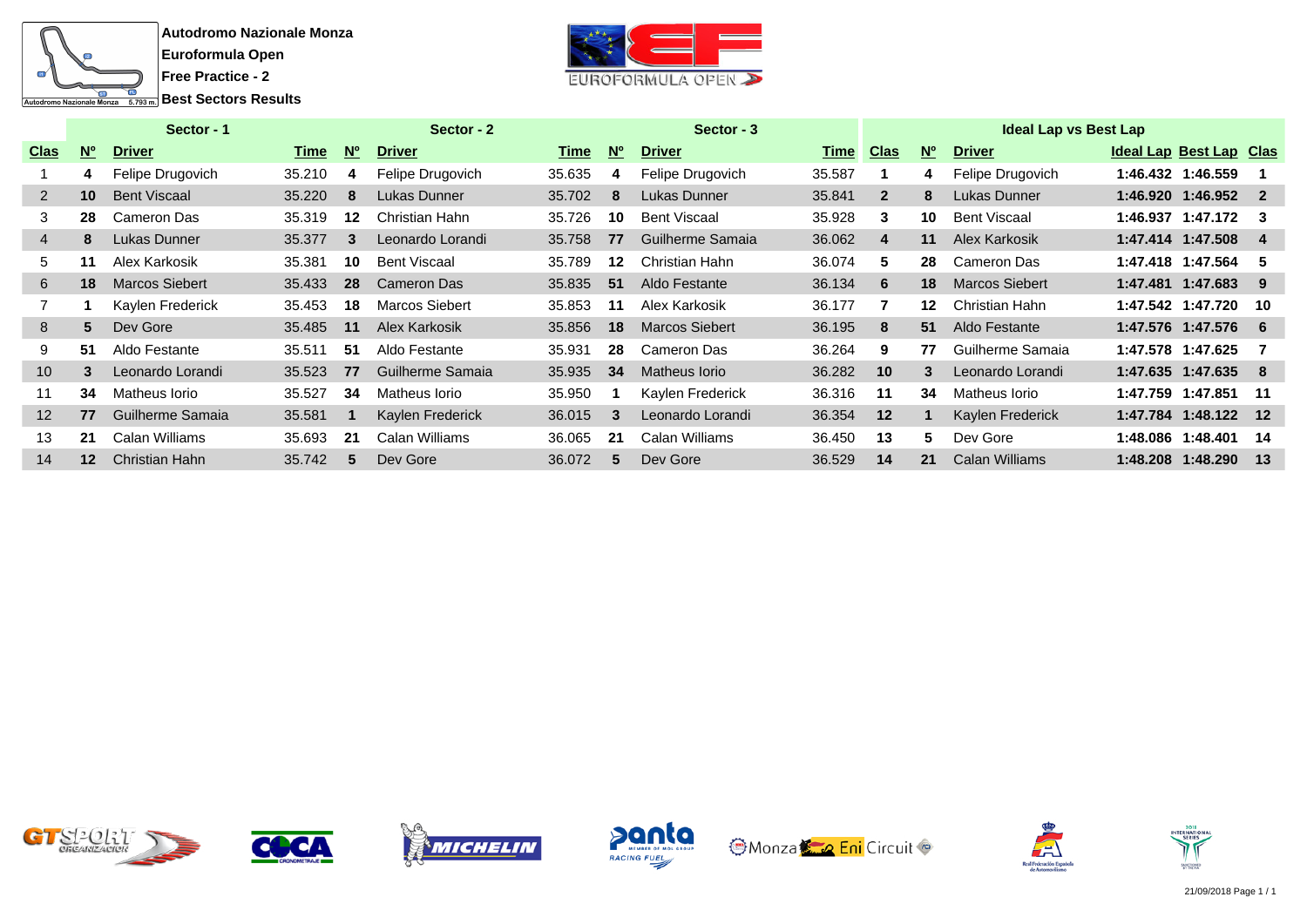**Autodromo Nazionale Monza**

**Euroformula Open**

**Free Practice - 2**

**Best Sectors Results**

| Sector - 1 | | | | Sector - 2 | | | Sector - 3 | | | Ideal Lap vs Best Lap | | | | | |
|---|---|---|---|---|---|---|---|---|---|---|---|---|---|---|---|
| Clas | Nº | Driver | Time | Nº | Driver | Time | Nº | Driver | Time | Clas | Nº | Driver | Ideal Lap | Best Lap | Clas |
| 1 | 4 | Felipe Drugovich | 35.210 | 4 | Felipe Drugovich | 35.635 | 4 | Felipe Drugovich | 35.587 | 1 | 4 | Felipe Drugovich | 1:46.432 | 1:46.559 | 1 |
| 2 | 10 | Bent Viscaal | 35.220 | 8 | Lukas Dunner | 35.702 | 8 | Lukas Dunner | 35.841 | 2 | 8 | Lukas Dunner | 1:46.920 | 1:46.952 | 2 |
| 3 | 28 | Cameron Das | 35.319 | 12 | Christian Hahn | 35.726 | 10 | Bent Viscaal | 35.928 | 3 | 10 | Bent Viscaal | 1:46.937 | 1:47.172 | 3 |
| 4 | 8 | Lukas Dunner | 35.377 | 3 | Leonardo Lorandi | 35.758 | 77 | Guilherme Samaia | 36.062 | 4 | 11 | Alex Karkosik | 1:47.414 | 1:47.508 | 4 |
| 5 | 11 | Alex Karkosik | 35.381 | 10 | Bent Viscaal | 35.789 | 12 | Christian Hahn | 36.074 | 5 | 28 | Cameron Das | 1:47.418 | 1:47.564 | 5 |
| 6 | 18 | Marcos Siebert | 35.433 | 28 | Cameron Das | 35.835 | 51 | Aldo Festante | 36.134 | 6 | 18 | Marcos Siebert | 1:47.481 | 1:47.683 | 9 |
| 7 | 1 | Kaylen Frederick | 35.453 | 18 | Marcos Siebert | 35.853 | 11 | Alex Karkosik | 36.177 | 7 | 12 | Christian Hahn | 1:47.542 | 1:47.720 | 10 |
| 8 | 5 | Dev Gore | 35.485 | 11 | Alex Karkosik | 35.856 | 18 | Marcos Siebert | 36.195 | 8 | 51 | Aldo Festante | 1:47.576 | 1:47.576 | 6 |
| 9 | 51 | Aldo Festante | 35.511 | 51 | Aldo Festante | 35.931 | 28 | Cameron Das | 36.264 | 9 | 77 | Guilherme Samaia | 1:47.578 | 1:47.625 | 7 |
| 10 | 3 | Leonardo Lorandi | 35.523 | 77 | Guilherme Samaia | 35.935 | 34 | Matheus Iorio | 36.282 | 10 | 3 | Leonardo Lorandi | 1:47.635 | 1:47.635 | 8 |
| 11 | 34 | Matheus Iorio | 35.527 | 34 | Matheus Iorio | 35.950 | 1 | Kaylen Frederick | 36.316 | 11 | 34 | Matheus Iorio | 1:47.759 | 1:47.851 | 11 |
| 12 | 77 | Guilherme Samaia | 35.581 | 1 | Kaylen Frederick | 36.015 | 3 | Leonardo Lorandi | 36.354 | 12 | 1 | Kaylen Frederick | 1:47.784 | 1:48.122 | 12 |
| 13 | 21 | Calan Williams | 35.693 | 21 | Calan Williams | 36.065 | 21 | Calan Williams | 36.450 | 13 | 5 | Dev Gore | 1:48.086 | 1:48.401 | 14 |
| 14 | 12 | Christian Hahn | 35.742 | 5 | Dev Gore | 36.072 | 5 | Dev Gore | 36.529 | 14 | 21 | Calan Williams | 1:48.208 | 1:48.290 | 13 |

21/09/2018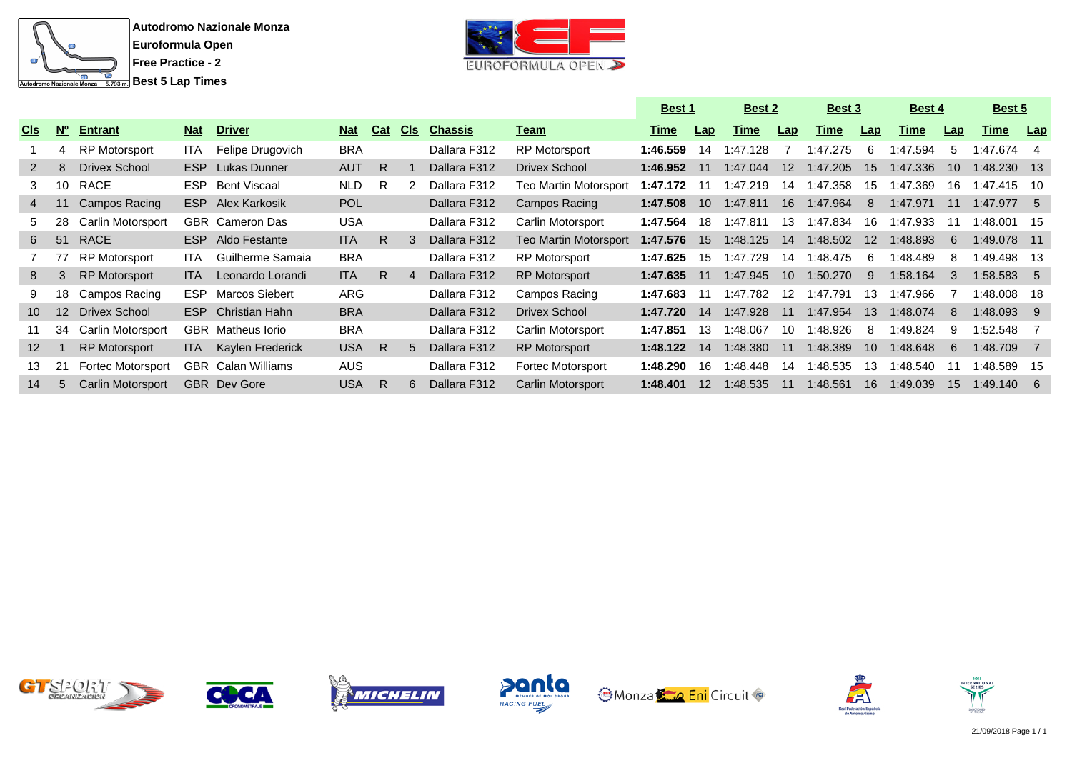**Autodromo Nazionale Monza**
**Euroformula Open**
**Free Practice - 2**
**Best 5 Lap Times**

| | | | | | | | | | | Best 1 | | Best 2 | | Best 3 | | Best 4 | | Best 5 | |
|---|---|---|---|---|---|---|---|---|---|---|---|---|---|---|---|---|---|---|---|
| **Cls** | **Nº** | **Entrant** | **Nat** | **Driver** | **Nat** | **Cat** | **Cls** | **Chassis** | **Team** | **Time** | **Lap** | **Time** | **Lap** | **Time** | **Lap** | **Time** | **Lap** | **Time** | **Lap** |
| 1 | 4 | RP Motorsport | ITA | Felipe Drugovich | BRA | | | Dallara F312 | RP Motorsport | **1:46.559** | 14 | 1:47.128 | 7 | 1:47.275 | 6 | 1:47.594 | 5 | 1:47.674 | 4 |
| 2 | 8 | Drivex School | ESP | Lukas Dunner | AUT | R | 1 | Dallara F312 | Drivex School | **1:46.952** | 11 | 1:47.044 | 12 | 1:47.205 | 15 | 1:47.336 | 10 | 1:48.230 | 13 |
| 3 | 10 | RACE | ESP | Bent Viscaal | NLD | R | 2 | Dallara F312 | Teo Martin Motorsport | **1:47.172** | 11 | 1:47.219 | 14 | 1:47.358 | 15 | 1:47.369 | 16 | 1:47.415 | 10 |
| 4 | 11 | Campos Racing | ESP | Alex Karkosik | POL | | | Dallara F312 | Campos Racing | **1:47.508** | 10 | 1:47.811 | 16 | 1:47.964 | 8 | 1:47.971 | 11 | 1:47.977 | 5 |
| 5 | 28 | Carlin Motorsport | GBR | Cameron Das | USA | | | Dallara F312 | Carlin Motorsport | **1:47.564** | 18 | 1:47.811 | 13 | 1:47.834 | 16 | 1:47.933 | 11 | 1:48.001 | 15 |
| 6 | 51 | RACE | ESP | Aldo Festante | ITA | R | 3 | Dallara F312 | Teo Martin Motorsport | **1:47.576** | 15 | 1:48.125 | 14 | 1:48.502 | 12 | 1:48.893 | 6 | 1:49.078 | 11 |
| 7 | 77 | RP Motorsport | ITA | Guilherme Samaia | BRA | | | Dallara F312 | RP Motorsport | **1:47.625** | 15 | 1:47.729 | 14 | 1:48.475 | 6 | 1:48.489 | 8 | 1:49.498 | 13 |
| 8 | 3 | RP Motorsport | ITA | Leonardo Lorandi | ITA | R | 4 | Dallara F312 | RP Motorsport | **1:47.635** | 11 | 1:47.945 | 10 | 1:50.270 | 9 | 1:58.164 | 3 | 1:58.583 | 5 |
| 9 | 18 | Campos Racing | ESP | Marcos Siebert | ARG | | | Dallara F312 | Campos Racing | **1:47.683** | 11 | 1:47.782 | 12 | 1:47.791 | 13 | 1:47.966 | 7 | 1:48.008 | 18 |
| 10 | 12 | Drivex School | ESP | Christian Hahn | BRA | | | Dallara F312 | Drivex School | **1:47.720** | 14 | 1:47.928 | 11 | 1:47.954 | 13 | 1:48.074 | 8 | 1:48.093 | 9 |
| 11 | 34 | Carlin Motorsport | GBR | Matheus Iorio | BRA | | | Dallara F312 | Carlin Motorsport | **1:47.851** | 13 | 1:48.067 | 10 | 1:48.926 | 8 | 1:49.824 | 9 | 1:52.548 | 7 |
| 12 | 1 | RP Motorsport | ITA | Kaylen Frederick | USA | R | 5 | Dallara F312 | RP Motorsport | **1:48.122** | 14 | 1:48.380 | 11 | 1:48.389 | 10 | 1:48.648 | 6 | 1:48.709 | 7 |
| 13 | 21 | Fortec Motorsport | GBR | Calan Williams | AUS | | | Dallara F312 | Fortec Motorsport | **1:48.290** | 16 | 1:48.448 | 14 | 1:48.535 | 13 | 1:48.540 | 11 | 1:48.589 | 15 |
| 14 | 5 | Carlin Motorsport | GBR | Dev Gore | USA | R | 6 | Dallara F312 | Carlin Motorsport | **1:48.401** | 12 | 1:48.535 | 11 | 1:48.561 | 16 | 1:49.039 | 15 | 1:49.140 | 6 |

21/09/2018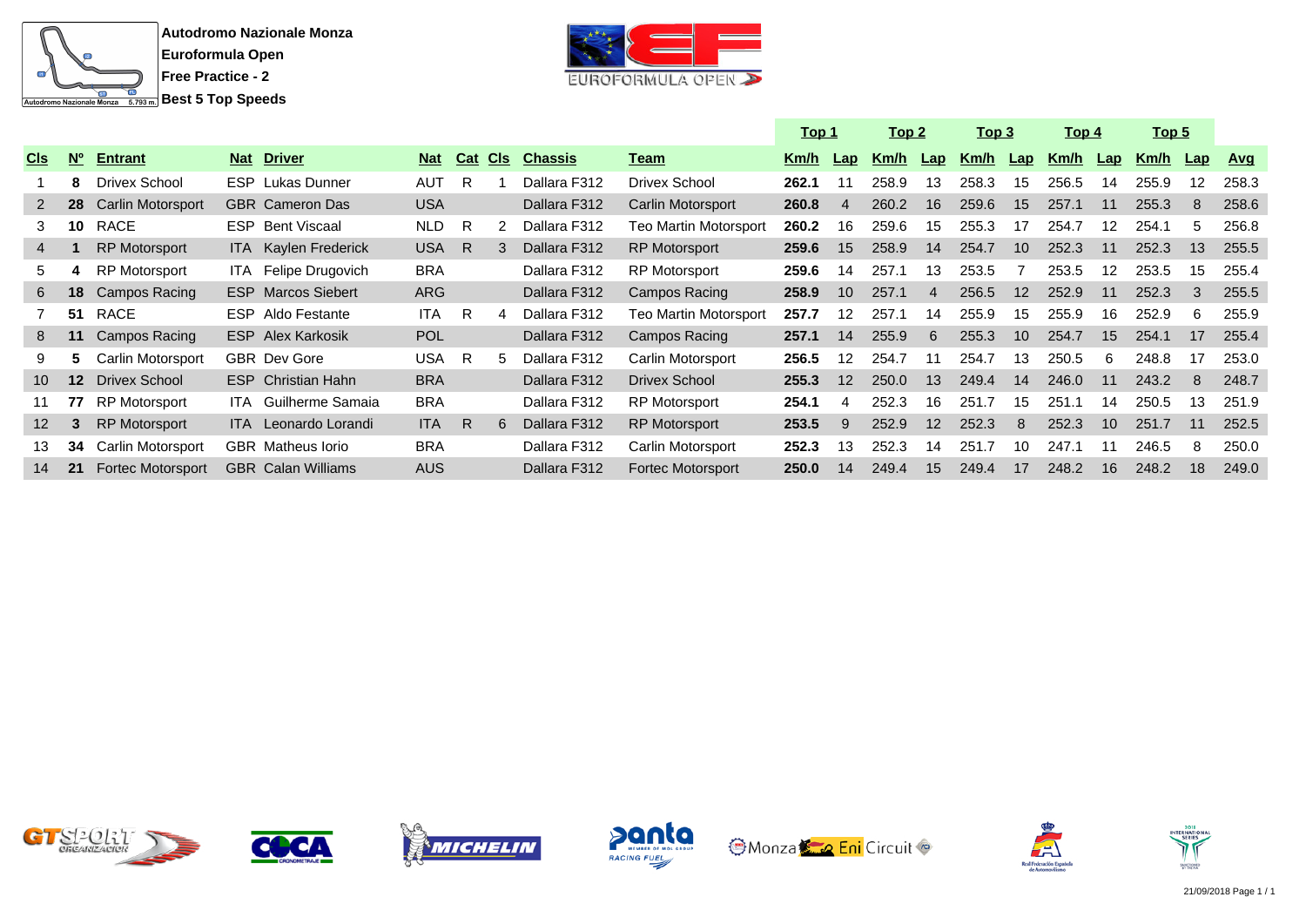**Autodromo Nazionale Monza**
**Euroformula Open**
**Free Practice - 2**
**Best 5 Top Speeds**

| | | | | | | | | | | Top 1 | | Top 2 | | Top 3 | | Top 4 | | Top 5 | | |
|---|---|---|---|---|---|---|---|---|---|---|---|---|---|---|---|---|---|---|---|---|
| Cls | Nº | Entrant | Nat | Driver | Nat | Cat | Cls | Chassis | Team | Km/h | Lap | Km/h | Lap | Km/h | Lap | Km/h | Lap | Km/h | Lap | Avg |
| 1 | 8 | Drivex School | ESP | Lukas Dunner | AUT | R | 1 | Dallara F312 | Drivex School | **262.1** | 11 | 258.9 | 13 | 258.3 | 15 | 256.5 | 14 | 255.9 | 12 | 258.3 |
| 2 | 28 | Carlin Motorsport | GBR | Cameron Das | USA | | | Dallara F312 | Carlin Motorsport | **260.8** | 4 | 260.2 | 16 | 259.6 | 15 | 257.1 | 11 | 255.3 | 8 | 258.6 |
| 3 | 10 | RACE | ESP | Bent Viscaal | NLD | R | 2 | Dallara F312 | Teo Martin Motorsport | **260.2** | 16 | 259.6 | 15 | 255.3 | 17 | 254.7 | 12 | 254.1 | 5 | 256.8 |
| 4 | 1 | RP Motorsport | ITA | Kaylen Frederick | USA | R | 3 | Dallara F312 | RP Motorsport | **259.6** | 15 | 258.9 | 14 | 254.7 | 10 | 252.3 | 11 | 252.3 | 13 | 255.5 |
| 5 | 4 | RP Motorsport | ITA | Felipe Drugovich | BRA | | | Dallara F312 | RP Motorsport | **259.6** | 14 | 257.1 | 13 | 253.5 | 7 | 253.5 | 12 | 253.5 | 15 | 255.4 |
| 6 | 18 | Campos Racing | ESP | Marcos Siebert | ARG | | | Dallara F312 | Campos Racing | **258.9** | 10 | 257.1 | 4 | 256.5 | 12 | 252.9 | 11 | 252.3 | 3 | 255.5 |
| 7 | 51 | RACE | ESP | Aldo Festante | ITA | R | 4 | Dallara F312 | Teo Martin Motorsport | **257.7** | 12 | 257.1 | 14 | 255.9 | 15 | 255.9 | 16 | 252.9 | 6 | 255.9 |
| 8 | 11 | Campos Racing | ESP | Alex Karkosik | POL | | | Dallara F312 | Campos Racing | **257.1** | 14 | 255.9 | 6 | 255.3 | 10 | 254.7 | 15 | 254.1 | 17 | 255.4 |
| 9 | 5 | Carlin Motorsport | GBR | Dev Gore | USA | R | 5 | Dallara F312 | Carlin Motorsport | **256.5** | 12 | 254.7 | 11 | 254.7 | 13 | 250.5 | 6 | 248.8 | 17 | 253.0 |
| 10 | 12 | Drivex School | ESP | Christian Hahn | BRA | | | Dallara F312 | Drivex School | **255.3** | 12 | 250.0 | 13 | 249.4 | 14 | 246.0 | 11 | 243.2 | 8 | 248.7 |
| 11 | 77 | RP Motorsport | ITA | Guilherme Samaia | BRA | | | Dallara F312 | RP Motorsport | **254.1** | 4 | 252.3 | 16 | 251.7 | 15 | 251.1 | 14 | 250.5 | 13 | 251.9 |
| 12 | 3 | RP Motorsport | ITA | Leonardo Lorandi | ITA | R | 6 | Dallara F312 | RP Motorsport | **253.5** | 9 | 252.9 | 12 | 252.3 | 8 | 252.3 | 10 | 251.7 | 11 | 252.5 |
| 13 | 34 | Carlin Motorsport | GBR | Matheus Iorio | BRA | | | Dallara F312 | Carlin Motorsport | **252.3** | 13 | 252.3 | 14 | 251.7 | 10 | 247.1 | 11 | 246.5 | 8 | 250.0 |
| 14 | 21 | Fortec Motorsport | GBR | Calan Williams | AUS | | | Dallara F312 | Fortec Motorsport | **250.0** | 14 | 249.4 | 15 | 249.4 | 17 | 248.2 | 16 | 248.2 | 18 | 249.0 |

21/09/2018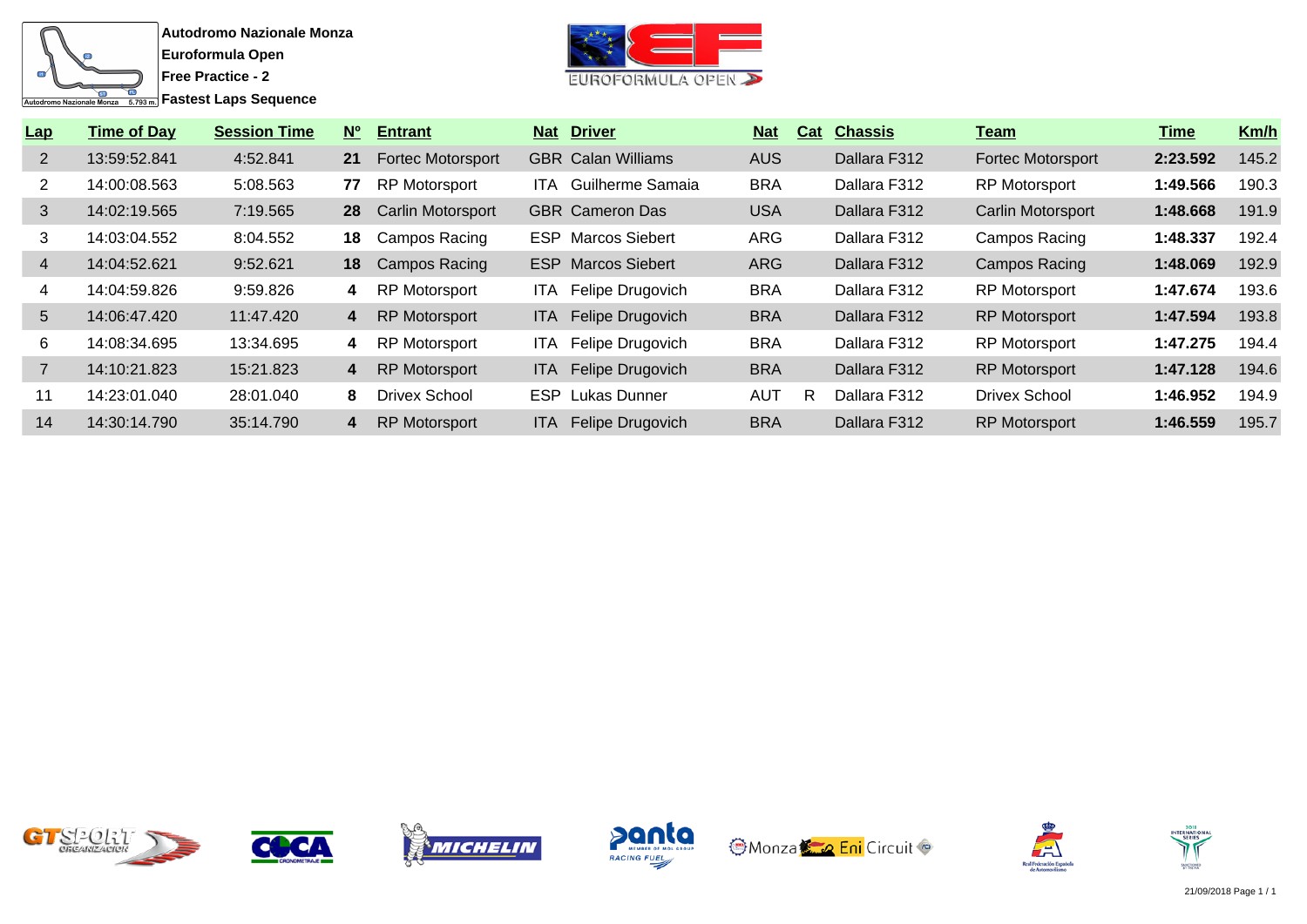**Autodromo Nazionale Monza**
**Euroformula Open**
**Free Practice - 2**
**Fastest Laps Sequence**

| Lap | Time of Day | Session Time | Nº | Entrant | Nat | Driver | Nat | Cat | Chassis | Team | Time | Km/h |
|---|---|---|---|---|---|---|---|---|---|---|---|---|
| 2 | 13:59:52.841 | 4:52.841 | **21** | Fortec Motorsport | GBR | Calan Williams | AUS | | Dallara F312 | Fortec Motorsport | **2:23.592** | 145.2 |
| 2 | 14:00:08.563 | 5:08.563 | **77** | RP Motorsport | ITA | Guilherme Samaia | BRA | | Dallara F312 | RP Motorsport | **1:49.566** | 190.3 |
| 3 | 14:02:19.565 | 7:19.565 | **28** | Carlin Motorsport | GBR | Cameron Das | USA | | Dallara F312 | Carlin Motorsport | **1:48.668** | 191.9 |
| 3 | 14:03:04.552 | 8:04.552 | **18** | Campos Racing | ESP | Marcos Siebert | ARG | | Dallara F312 | Campos Racing | **1:48.337** | 192.4 |
| 4 | 14:04:52.621 | 9:52.621 | **18** | Campos Racing | ESP | Marcos Siebert | ARG | | Dallara F312 | Campos Racing | **1:48.069** | 192.9 |
| 4 | 14:04:59.826 | 9:59.826 | **4** | RP Motorsport | ITA | Felipe Drugovich | BRA | | Dallara F312 | RP Motorsport | **1:47.674** | 193.6 |
| 5 | 14:06:47.420 | 11:47.420 | **4** | RP Motorsport | ITA | Felipe Drugovich | BRA | | Dallara F312 | RP Motorsport | **1:47.594** | 193.8 |
| 6 | 14:08:34.695 | 13:34.695 | **4** | RP Motorsport | ITA | Felipe Drugovich | BRA | | Dallara F312 | RP Motorsport | **1:47.275** | 194.4 |
| 7 | 14:10:21.823 | 15:21.823 | **4** | RP Motorsport | ITA | Felipe Drugovich | BRA | | Dallara F312 | RP Motorsport | **1:47.128** | 194.6 |
| 11 | 14:23:01.040 | 28:01.040 | **8** | Drivex School | ESP | Lukas Dunner | AUT | R | Dallara F312 | Drivex School | **1:46.952** | 194.9 |
| 14 | 14:30:14.790 | 35:14.790 | **4** | RP Motorsport | ITA | Felipe Drugovich | BRA | | Dallara F312 | RP Motorsport | **1:46.559** | 195.7 |

21/09/2018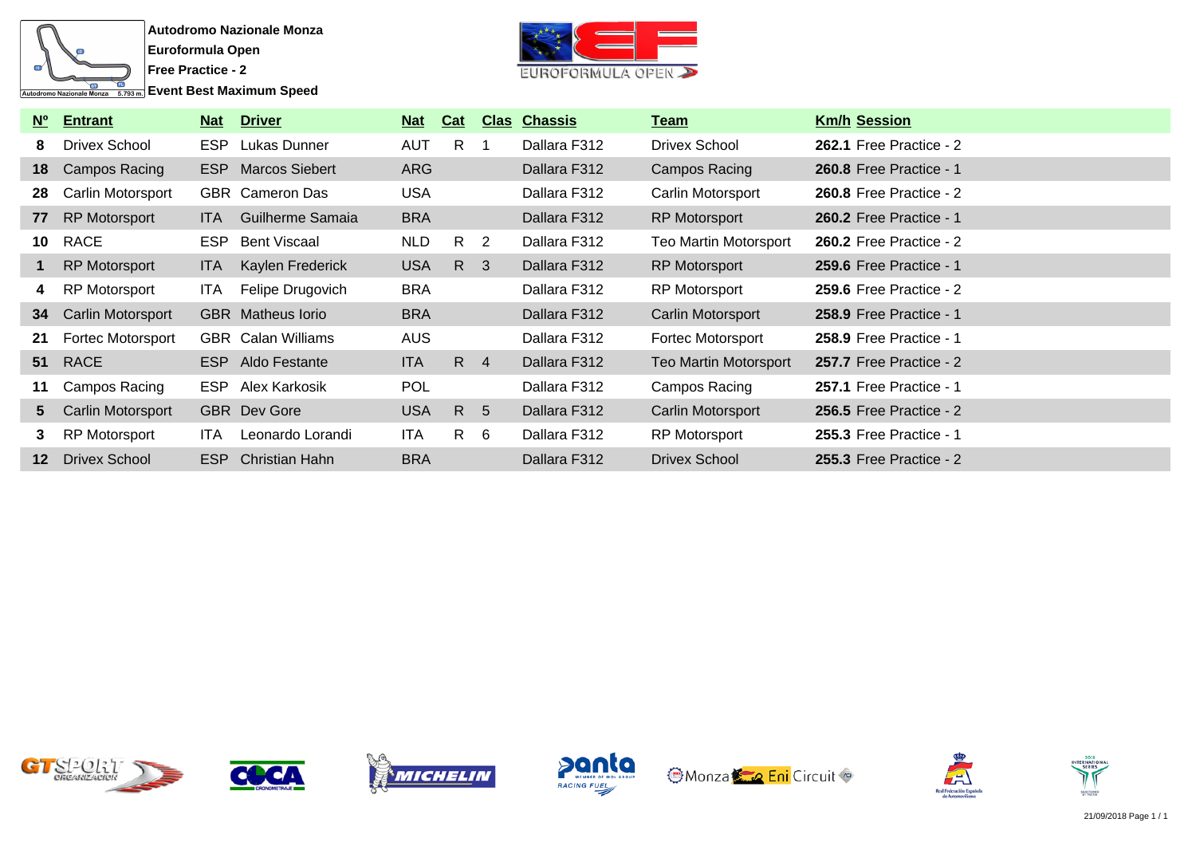**Autodromo Nazionale Monza**
**Euroformula Open**
**Free Practice - 2**
**Event Best Maximum Speed**

| Nº | Entrant | Nat | Driver | Nat | Cat | Clas | Chassis | Team | Km/h | Session |
|---|---|---|---|---|---|---|---|---|---|---|
| **8** | Drivex School | ESP | Lukas Dunner | AUT | R | 1 | Dallara F312 | Drivex School | **262.1** | Free Practice - 2 |
| **18** | Campos Racing | ESP | Marcos Siebert | ARG | | | Dallara F312 | Campos Racing | **260.8** | Free Practice - 1 |
| **28** | Carlin Motorsport | GBR | Cameron Das | USA | | | Dallara F312 | Carlin Motorsport | **260.8** | Free Practice - 2 |
| **77** | RP Motorsport | ITA | Guilherme Samaia | BRA | | | Dallara F312 | RP Motorsport | **260.2** | Free Practice - 1 |
| **10** | RACE | ESP | Bent Viscaal | NLD | R | 2 | Dallara F312 | Teo Martin Motorsport | **260.2** | Free Practice - 2 |
| **1** | RP Motorsport | ITA | Kaylen Frederick | USA | R | 3 | Dallara F312 | RP Motorsport | **259.6** | Free Practice - 1 |
| **4** | RP Motorsport | ITA | Felipe Drugovich | BRA | | | Dallara F312 | RP Motorsport | **259.6** | Free Practice - 2 |
| **34** | Carlin Motorsport | GBR | Matheus Iorio | BRA | | | Dallara F312 | Carlin Motorsport | **258.9** | Free Practice - 1 |
| **21** | Fortec Motorsport | GBR | Calan Williams | AUS | | | Dallara F312 | Fortec Motorsport | **258.9** | Free Practice - 1 |
| **51** | RACE | ESP | Aldo Festante | ITA | R | 4 | Dallara F312 | Teo Martin Motorsport | **257.7** | Free Practice - 2 |
| **11** | Campos Racing | ESP | Alex Karkosik | POL | | | Dallara F312 | Campos Racing | **257.1** | Free Practice - 1 |
| **5** | Carlin Motorsport | GBR | Dev Gore | USA | R | 5 | Dallara F312 | Carlin Motorsport | **256.5** | Free Practice - 2 |
| **3** | RP Motorsport | ITA | Leonardo Lorandi | ITA | R | 6 | Dallara F312 | RP Motorsport | **255.3** | Free Practice - 1 |
| **12** | Drivex School | ESP | Christian Hahn | BRA | | | Dallara F312 | Drivex School | **255.3** | Free Practice - 2 |

21/09/2018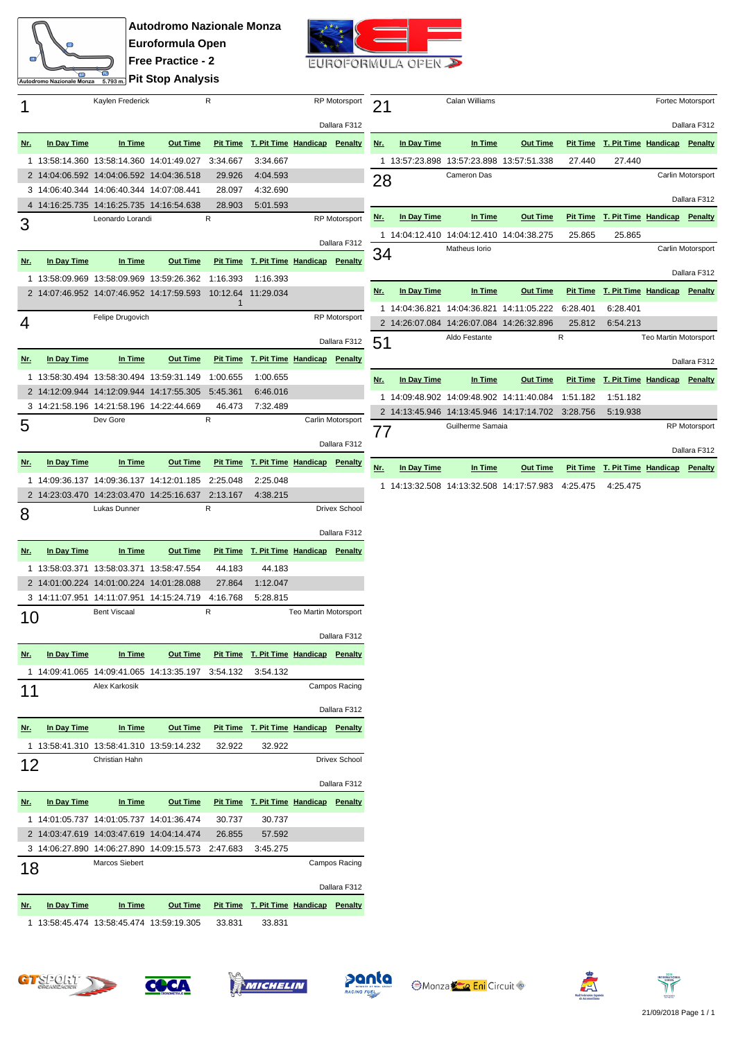# Autodromo Nazionale Monza

## Euroformula Open

## Free Practice - 2

## Pit Stop Analysis

### 1 — Kaylen Frederick — R — RP Motorsport — Dallara F312

| Nr. | In Day Time | In Time | Out Time | Pit Time | T. Pit Time | Handicap | Penalty |
|---|---|---|---|---|---|---|---|
| 1 | 13:58:14.360 | 13:58:14.360 | 14:01:49.027 | 3:34.667 | 3:34.667 | | |
| 2 | 14:04:06.592 | 14:04:06.592 | 14:04:36.518 | 29.926 | 4:04.593 | | |
| 3 | 14:06:40.344 | 14:06:40.344 | 14:07:08.441 | 28.097 | 4:32.690 | | |
| 4 | 14:16:25.735 | 14:16:25.735 | 14:16:54.638 | 28.903 | 5:01.593 | | |

### 3 — Leonardo Lorandi — R — RP Motorsport — Dallara F312

| Nr. | In Day Time | In Time | Out Time | Pit Time | T. Pit Time | Handicap | Penalty |
|---|---|---|---|---|---|---|---|
| 1 | 13:58:09.969 | 13:58:09.969 | 13:59:26.362 | 1:16.393 | 1:16.393 | | |
| 2 | 14:07:46.952 | 14:07:46.952 | 14:17:59.593 | 10:12.641 | 11:29.034 | | |

### 4 — Felipe Drugovich — RP Motorsport — Dallara F312

| Nr. | In Day Time | In Time | Out Time | Pit Time | T. Pit Time | Handicap | Penalty |
|---|---|---|---|---|---|---|---|
| 1 | 13:58:30.494 | 13:58:30.494 | 13:59:31.149 | 1:00.655 | 1:00.655 | | |
| 2 | 14:12:09.944 | 14:12:09.944 | 14:17:55.305 | 5:45.361 | 6:46.016 | | |
| 3 | 14:21:58.196 | 14:21:58.196 | 14:22:44.669 | 46.473 | 7:32.489 | | |

### 5 — Dev Gore — R — Carlin Motorsport — Dallara F312

| Nr. | In Day Time | In Time | Out Time | Pit Time | T. Pit Time | Handicap | Penalty |
|---|---|---|---|---|---|---|---|
| 1 | 14:09:36.137 | 14:09:36.137 | 14:12:01.185 | 2:25.048 | 2:25.048 | | |
| 2 | 14:23:03.470 | 14:23:03.470 | 14:25:16.637 | 2:13.167 | 4:38.215 | | |

### 8 — Lukas Dunner — R — Drivex School — Dallara F312

| Nr. | In Day Time | In Time | Out Time | Pit Time | T. Pit Time | Handicap | Penalty |
|---|---|---|---|---|---|---|---|
| 1 | 13:58:03.371 | 13:58:03.371 | 13:58:47.554 | 44.183 | 44.183 | | |
| 2 | 14:01:00.224 | 14:01:00.224 | 14:01:28.088 | 27.864 | 1:12.047 | | |
| 3 | 14:11:07.951 | 14:11:07.951 | 14:15:24.719 | 4:16.768 | 5:28.815 | | |

### 10 — Bent Viscaal — R — Teo Martin Motorsport — Dallara F312

| Nr. | In Day Time | In Time | Out Time | Pit Time | T. Pit Time | Handicap | Penalty |
|---|---|---|---|---|---|---|---|
| 1 | 14:09:41.065 | 14:09:41.065 | 14:13:35.197 | 3:54.132 | 3:54.132 | | |

### 11 — Alex Karkosik — Campos Racing — Dallara F312

| Nr. | In Day Time | In Time | Out Time | Pit Time | T. Pit Time | Handicap | Penalty |
|---|---|---|---|---|---|---|---|
| 1 | 13:58:41.310 | 13:58:41.310 | 13:59:14.232 | 32.922 | 32.922 | | |

### 12 — Christian Hahn — Drivex School — Dallara F312

| Nr. | In Day Time | In Time | Out Time | Pit Time | T. Pit Time | Handicap | Penalty |
|---|---|---|---|---|---|---|---|
| 1 | 14:01:05.737 | 14:01:05.737 | 14:01:36.474 | 30.737 | 30.737 | | |
| 2 | 14:03:47.619 | 14:03:47.619 | 14:04:14.474 | 26.855 | 57.592 | | |
| 3 | 14:06:27.890 | 14:06:27.890 | 14:09:15.573 | 2:47.683 | 3:45.275 | | |

### 18 — Marcos Siebert — Campos Racing — Dallara F312

| Nr. | In Day Time | In Time | Out Time | Pit Time | T. Pit Time | Handicap | Penalty |
|---|---|---|---|---|---|---|---|
| 1 | 13:58:45.474 | 13:58:45.474 | 13:59:19.305 | 33.831 | 33.831 | | |

### 21 — Calan Williams — Fortec Motorsport — Dallara F312

| Nr. | In Day Time | In Time | Out Time | Pit Time | T. Pit Time | Handicap | Penalty |
|---|---|---|---|---|---|---|---|
| 1 | 13:57:23.898 | 13:57:23.898 | 13:57:51.338 | 27.440 | 27.440 | | |

### 28 — Cameron Das — Carlin Motorsport — Dallara F312

| Nr. | In Day Time | In Time | Out Time | Pit Time | T. Pit Time | Handicap | Penalty |
|---|---|---|---|---|---|---|---|
| 1 | 14:04:12.410 | 14:04:12.410 | 14:04:38.275 | 25.865 | 25.865 | | |

### 34 — Matheus Iorio — Carlin Motorsport — Dallara F312

| Nr. | In Day Time | In Time | Out Time | Pit Time | T. Pit Time | Handicap | Penalty |
|---|---|---|---|---|---|---|---|
| 1 | 14:04:36.821 | 14:04:36.821 | 14:11:05.222 | 6:28.401 | 6:28.401 | | |
| 2 | 14:26:07.084 | 14:26:07.084 | 14:26:32.896 | 25.812 | 6:54.213 | | |

### 51 — Aldo Festante — R — Teo Martin Motorsport — Dallara F312

| Nr. | In Day Time | In Time | Out Time | Pit Time | T. Pit Time | Handicap | Penalty |
|---|---|---|---|---|---|---|---|
| 1 | 14:09:48.902 | 14:09:48.902 | 14:11:40.084 | 1:51.182 | 1:51.182 | | |
| 2 | 14:13:45.946 | 14:13:45.946 | 14:17:14.702 | 3:28.756 | 5:19.938 | | |

### 77 — Guilherme Samaia — RP Motorsport — Dallara F312

| Nr. | In Day Time | In Time | Out Time | Pit Time | T. Pit Time | Handicap | Penalty |
|---|---|---|---|---|---|---|---|
| 1 | 14:13:32.508 | 14:13:32.508 | 14:17:57.983 | 4:25.475 | 4:25.475 | | |

21/09/2018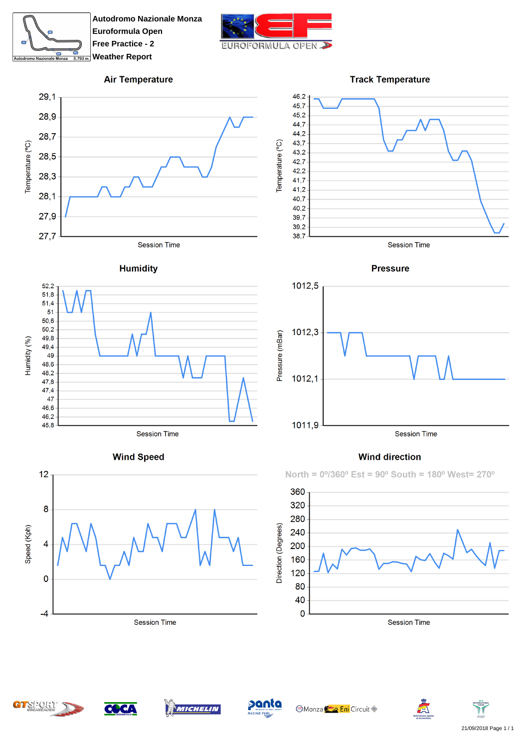Autodromo Nazionale Monza
Euroformula Open
Free Practice - 2
Weather Report

## Air Temperature

Temperature (ºC)

Session Time

## Track Temperature

Temperature (ºC)

Session Time

## Humidity

Humidity (%)

Session Time

## Pressure

Pressure (mBar)

Session Time

## Wind Speed

Speed (Kph)

Session Time

## Wind direction

North = 0º/360º Est = 90º South = 180º West= 270º

Direction (Degrees)

Session Time

21/09/2018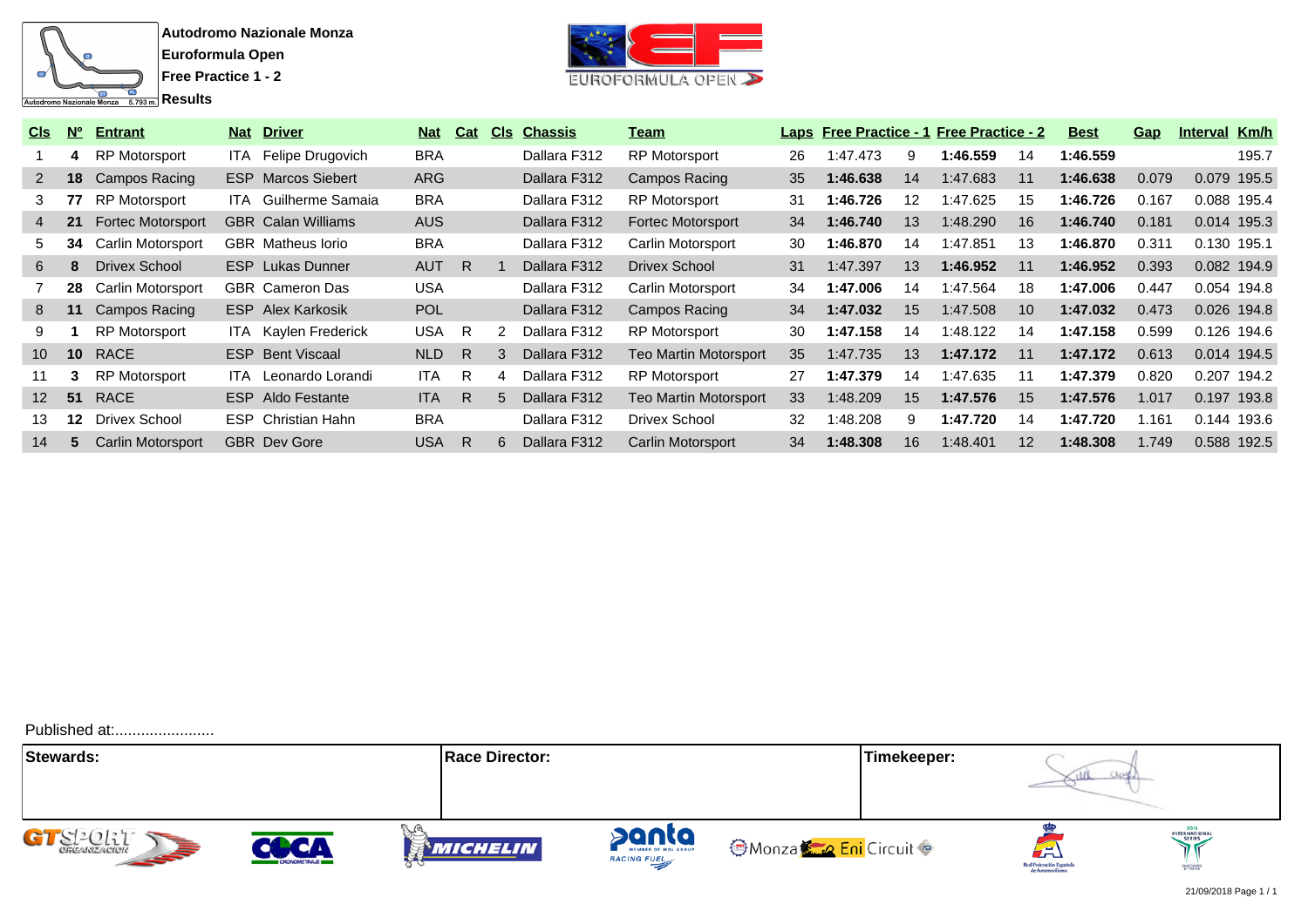**Autodromo Nazionale Monza**
**Euroformula Open**
**Free Practice 1 - 2**
**Results**

| Cls | Nº | Entrant | Nat | Driver | Nat | Cat | Cls | Chassis | Team | Laps | Free Practice - 1 | | Free Practice - 2 | | Best | Gap | Interval | Km/h |
|---|---|---|---|---|---|---|---|---|---|---|---|---|---|---|---|---|---|---|
| 1 | 4 | RP Motorsport | ITA | Felipe Drugovich | BRA | | | Dallara F312 | RP Motorsport | 26 | 1:47.473 | 9 | **1:46.559** | 14 | **1:46.559** | | | 195.7 |
| 2 | 18 | Campos Racing | ESP | Marcos Siebert | ARG | | | Dallara F312 | Campos Racing | 35 | **1:46.638** | 14 | 1:47.683 | 11 | **1:46.638** | 0.079 | 0.079 | 195.5 |
| 3 | 77 | RP Motorsport | ITA | Guilherme Samaia | BRA | | | Dallara F312 | RP Motorsport | 31 | **1:46.726** | 12 | 1:47.625 | 15 | **1:46.726** | 0.167 | 0.088 | 195.4 |
| 4 | 21 | Fortec Motorsport | GBR | Calan Williams | AUS | | | Dallara F312 | Fortec Motorsport | 34 | **1:46.740** | 13 | 1:48.290 | 16 | **1:46.740** | 0.181 | 0.014 | 195.3 |
| 5 | 34 | Carlin Motorsport | GBR | Matheus Iorio | BRA | | | Dallara F312 | Carlin Motorsport | 30 | **1:46.870** | 14 | 1:47.851 | 13 | **1:46.870** | 0.311 | 0.130 | 195.1 |
| 6 | 8 | Drivex School | ESP | Lukas Dunner | AUT | R | 1 | Dallara F312 | Drivex School | 31 | 1:47.397 | 13 | **1:46.952** | 11 | **1:46.952** | 0.393 | 0.082 | 194.9 |
| 7 | 28 | Carlin Motorsport | GBR | Cameron Das | USA | | | Dallara F312 | Carlin Motorsport | 34 | **1:47.006** | 14 | 1:47.564 | 18 | **1:47.006** | 0.447 | 0.054 | 194.8 |
| 8 | 11 | Campos Racing | ESP | Alex Karkosik | POL | | | Dallara F312 | Campos Racing | 34 | **1:47.032** | 15 | 1:47.508 | 10 | **1:47.032** | 0.473 | 0.026 | 194.8 |
| 9 | 1 | RP Motorsport | ITA | Kaylen Frederick | USA | R | 2 | Dallara F312 | RP Motorsport | 30 | **1:47.158** | 14 | 1:48.122 | 14 | **1:47.158** | 0.599 | 0.126 | 194.6 |
| 10 | 10 | RACE | ESP | Bent Viscaal | NLD | R | 3 | Dallara F312 | Teo Martin Motorsport | 35 | 1:47.735 | 13 | **1:47.172** | 11 | **1:47.172** | 0.613 | 0.014 | 194.5 |
| 11 | 3 | RP Motorsport | ITA | Leonardo Lorandi | ITA | R | 4 | Dallara F312 | RP Motorsport | 27 | **1:47.379** | 14 | 1:47.635 | 11 | **1:47.379** | 0.820 | 0.207 | 194.2 |
| 12 | 51 | RACE | ESP | Aldo Festante | ITA | R | 5 | Dallara F312 | Teo Martin Motorsport | 33 | 1:48.209 | 15 | **1:47.576** | 15 | **1:47.576** | 1.017 | 0.197 | 193.8 |
| 13 | 12 | Drivex School | ESP | Christian Hahn | BRA | | | Dallara F312 | Drivex School | 32 | 1:48.208 | 9 | **1:47.720** | 14 | **1:47.720** | 1.161 | 0.144 | 193.6 |
| 14 | 5 | Carlin Motorsport | GBR | Dev Gore | USA | R | 6 | Dallara F312 | Carlin Motorsport | 34 | **1:48.308** | 16 | 1:48.401 | 12 | **1:48.308** | 1.749 | 0.588 | 192.5 |

Published at:.......................

| Stewards: | Race Director: | Timekeeper: |
|---|---|---|
| | | |

21/09/2018